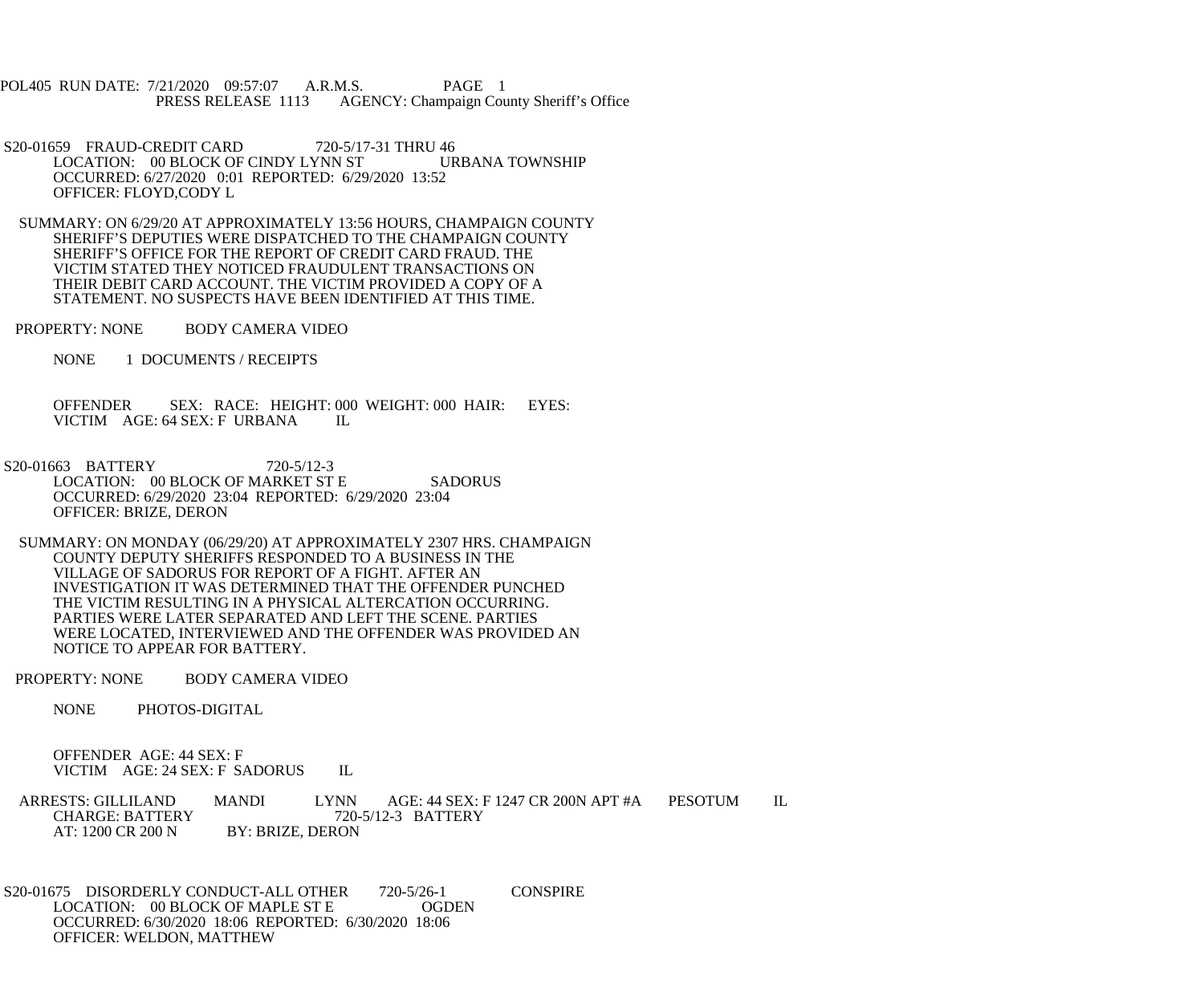POL405 RUN DATE: 7/21/2020 09:57:07 A.R.M.S. PAGE 1
PRESS RELEASE 1113 AGENCY: Champaign County Sheriff's Office

S20-01659 FRAUD-CREDIT CARD 720-5/17-31 THRU 46
LOCATION: 00 BLOCK OF CINDY LYNN ST URBANA TOWNSHIP
OCCURRED: 6/27/2020 0:01 REPORTED: 6/29/2020 13:52
OFFICER: FLOYD,CODY L

SUMMARY: ON 6/29/20 AT APPROXIMATELY 13:56 HOURS, CHAMPAIGN COUNTY SHERIFF'S DEPUTIES WERE DISPATCHED TO THE CHAMPAIGN COUNTY SHERIFF'S OFFICE FOR THE REPORT OF CREDIT CARD FRAUD. THE VICTIM STATED THEY NOTICED FRAUDULENT TRANSACTIONS ON THEIR DEBIT CARD ACCOUNT. THE VICTIM PROVIDED A COPY OF A STATEMENT. NO SUSPECTS HAVE BEEN IDENTIFIED AT THIS TIME.

PROPERTY: NONE BODY CAMERA VIDEO

NONE 1 DOCUMENTS / RECEIPTS

OFFENDER SEX: RACE: HEIGHT: 000 WEIGHT: 000 HAIR: EYES:
VICTIM AGE: 64 SEX: F URBANA IL

S20-01663 BATTERY 720-5/12-3
LOCATION: 00 BLOCK OF MARKET ST E SADORUS
OCCURRED: 6/29/2020 23:04 REPORTED: 6/29/2020 23:04
OFFICER: BRIZE, DERON

SUMMARY: ON MONDAY (06/29/20) AT APPROXIMATELY 2307 HRS. CHAMPAIGN COUNTY DEPUTY SHERIFFS RESPONDED TO A BUSINESS IN THE VILLAGE OF SADORUS FOR REPORT OF A FIGHT. AFTER AN INVESTIGATION IT WAS DETERMINED THAT THE OFFENDER PUNCHED THE VICTIM RESULTING IN A PHYSICAL ALTERCATION OCCURRING. PARTIES WERE LATER SEPARATED AND LEFT THE SCENE. PARTIES WERE LOCATED, INTERVIEWED AND THE OFFENDER WAS PROVIDED AN NOTICE TO APPEAR FOR BATTERY.

PROPERTY: NONE BODY CAMERA VIDEO

NONE PHOTOS-DIGITAL

OFFENDER AGE: 44 SEX: F
VICTIM AGE: 24 SEX: F SADORUS IL

ARRESTS: GILLILAND MANDI LYNN AGE: 44 SEX: F 1247 CR 200N APT #A PESOTUM IL
CHARGE: BATTERY 720-5/12-3 BATTERY
AT: 1200 CR 200 N BY: BRIZE, DERON

S20-01675 DISORDERLY CONDUCT-ALL OTHER 720-5/26-1 CONSPIRE
LOCATION: 00 BLOCK OF MAPLE ST E OGDEN
OCCURRED: 6/30/2020 18:06 REPORTED: 6/30/2020 18:06
OFFICER: WELDON, MATTHEW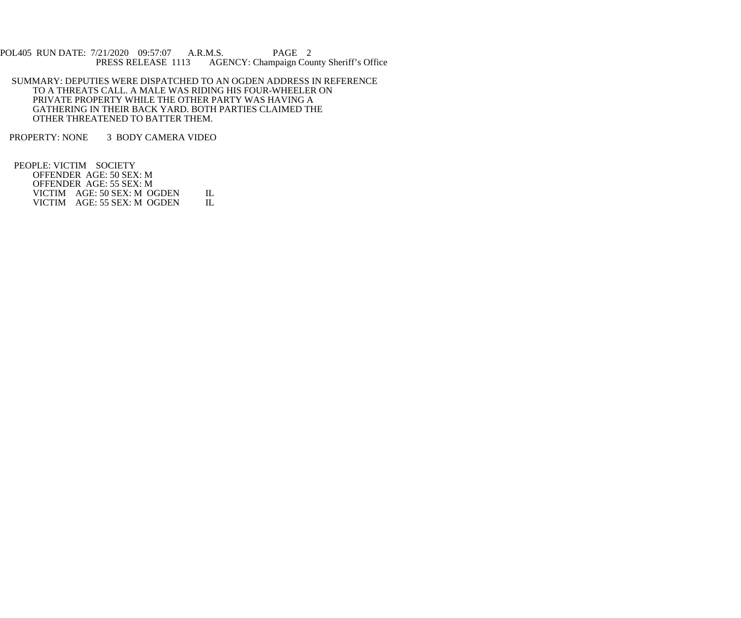SUMMARY: DEPUTIES WERE DISPATCHED TO AN OGDEN ADDRESS IN REFERENCE TO A THREATS CALL. A MALE WAS RIDING HIS FOUR-WHEELER ON PRIVATE PROPERTY WHILE THE OTHER PARTY WAS HAVING A GATHERING IN THEIR BACK YARD. BOTH PARTIES CLAIMED THE OTHER THREATENED TO BATTER THEM.

PROPERTY: NONE 3 BODY CAMERA VIDEO

PEOPLE: VICTIM SOCIETY

OFFENDER AGE: 50 SEX: M

OFFENDER AGE: 55 SEX: M

VICTIM AGE: 50 SEX: M OGDEN IL

VICTIM AGE: 55 SEX: M OGDEN IL